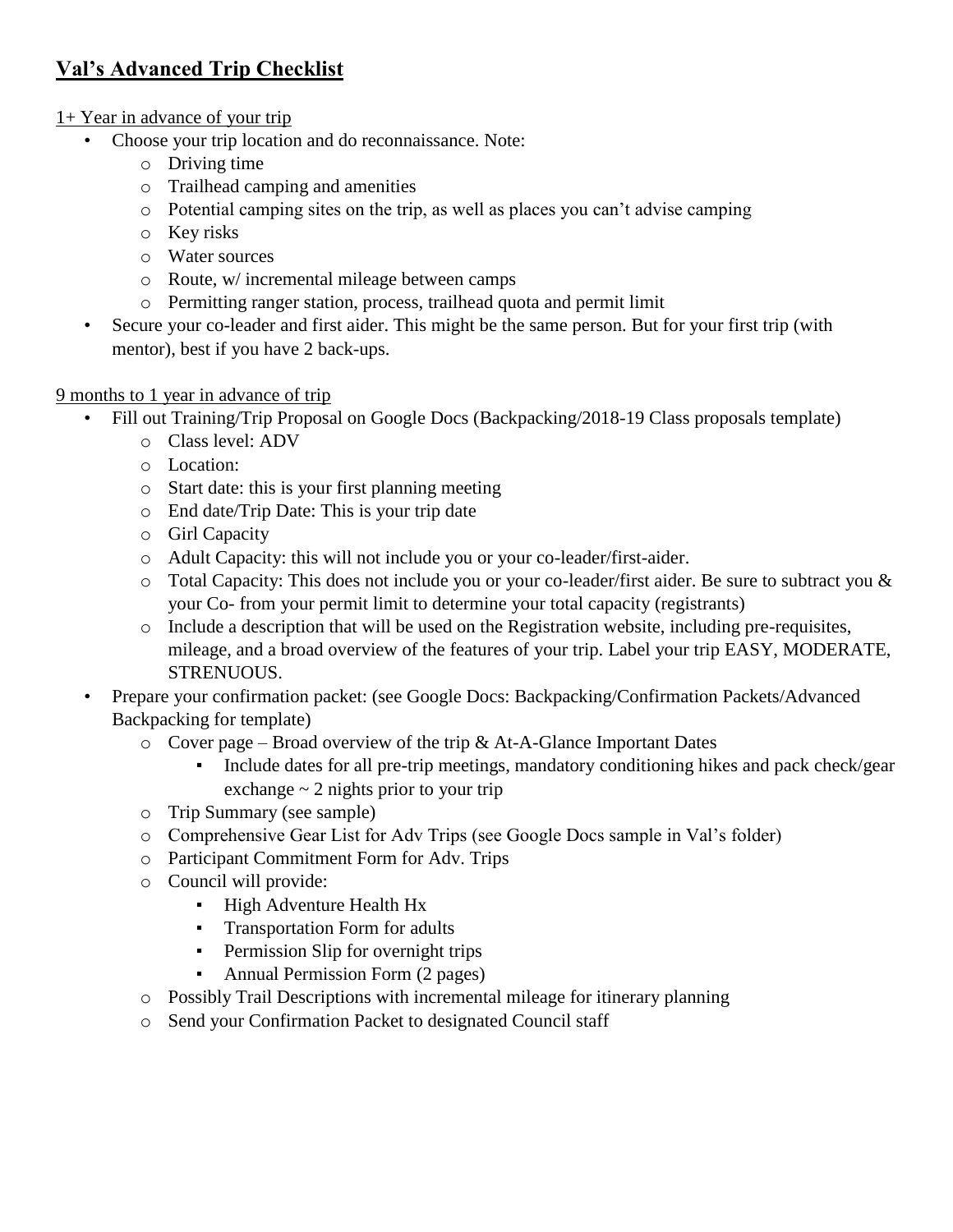# Val's Advanced Trip Checklist

1+ Year in advance of your trip

- Choose your trip location and do reconnaissance. Note:
  - Driving time
  - Trailhead camping and amenities
  - Potential camping sites on the trip, as well as places you can't advise camping
  - Key risks
  - Water sources
  - Route, w/ incremental mileage between camps
  - Permitting ranger station, process, trailhead quota and permit limit
- Secure your co-leader and first aider. This might be the same person. But for your first trip (with mentor), best if you have 2 back-ups.

9 months to 1 year in advance of trip

- Fill out Training/Trip Proposal on Google Docs (Backpacking/2018-19 Class proposals template)
  - Class level: ADV
  - Location:
  - Start date: this is your first planning meeting
  - End date/Trip Date: This is your trip date
  - Girl Capacity
  - Adult Capacity: this will not include you or your co-leader/first-aider.
  - Total Capacity: This does not include you or your co-leader/first aider. Be sure to subtract you & your Co- from your permit limit to determine your total capacity (registrants)
  - Include a description that will be used on the Registration website, including pre-requisites, mileage, and a broad overview of the features of your trip. Label your trip EASY, MODERATE, STRENUOUS.
- Prepare your confirmation packet: (see Google Docs: Backpacking/Confirmation Packets/Advanced Backpacking for template)
  - Cover page – Broad overview of the trip & At-A-Glance Important Dates
    - Include dates for all pre-trip meetings, mandatory conditioning hikes and pack check/gear exchange ~ 2 nights prior to your trip
  - Trip Summary (see sample)
  - Comprehensive Gear List for Adv Trips (see Google Docs sample in Val's folder)
  - Participant Commitment Form for Adv. Trips
  - Council will provide:
    - High Adventure Health Hx
    - Transportation Form for adults
    - Permission Slip for overnight trips
    - Annual Permission Form (2 pages)
  - Possibly Trail Descriptions with incremental mileage for itinerary planning
  - Send your Confirmation Packet to designated Council staff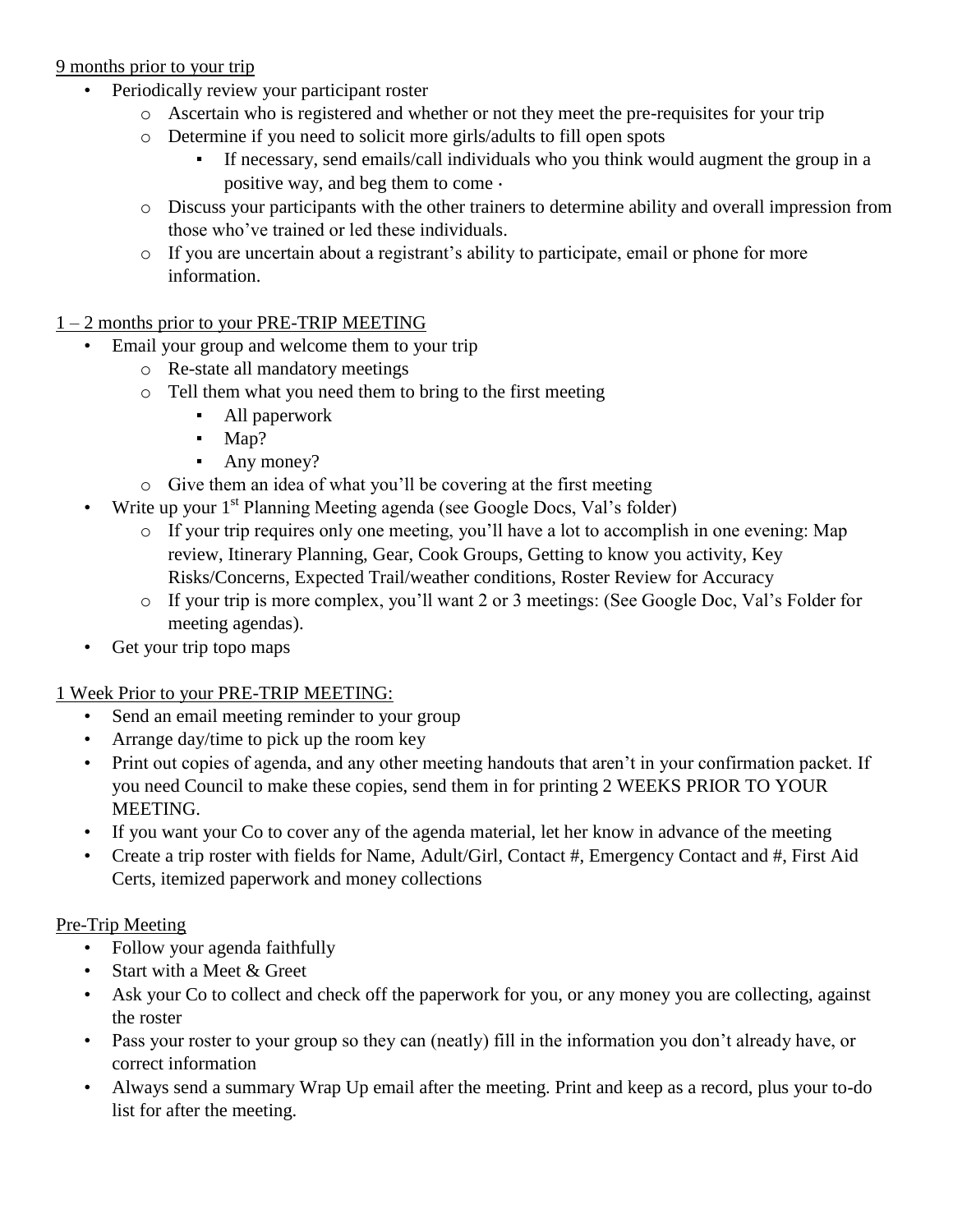9 months prior to your trip

- Periodically review your participant roster
  - Ascertain who is registered and whether or not they meet the pre-requisites for your trip
  - Determine if you need to solicit more girls/adults to fill open spots
    - If necessary, send emails/call individuals who you think would augment the group in a positive way, and beg them to come ·
  - Discuss your participants with the other trainers to determine ability and overall impression from those who've trained or led these individuals.
  - If you are uncertain about a registrant's ability to participate, email or phone for more information.

1 – 2 months prior to your PRE-TRIP MEETING

- Email your group and welcome them to your trip
  - Re-state all mandatory meetings
  - Tell them what you need them to bring to the first meeting
    - All paperwork
    - Map?
    - Any money?
  - Give them an idea of what you'll be covering at the first meeting
- Write up your 1st Planning Meeting agenda (see Google Docs, Val's folder)
  - If your trip requires only one meeting, you'll have a lot to accomplish in one evening: Map review, Itinerary Planning, Gear, Cook Groups, Getting to know you activity, Key Risks/Concerns, Expected Trail/weather conditions, Roster Review for Accuracy
  - If your trip is more complex, you'll want 2 or 3 meetings: (See Google Doc, Val's Folder for meeting agendas).
- Get your trip topo maps

1 Week Prior to your PRE-TRIP MEETING:

- Send an email meeting reminder to your group
- Arrange day/time to pick up the room key
- Print out copies of agenda, and any other meeting handouts that aren't in your confirmation packet. If you need Council to make these copies, send them in for printing 2 WEEKS PRIOR TO YOUR MEETING.
- If you want your Co to cover any of the agenda material, let her know in advance of the meeting
- Create a trip roster with fields for Name, Adult/Girl, Contact #, Emergency Contact and #, First Aid Certs, itemized paperwork and money collections

Pre-Trip Meeting

- Follow your agenda faithfully
- Start with a Meet & Greet
- Ask your Co to collect and check off the paperwork for you, or any money you are collecting, against the roster
- Pass your roster to your group so they can (neatly) fill in the information you don't already have, or correct information
- Always send a summary Wrap Up email after the meeting. Print and keep as a record, plus your to-do list for after the meeting.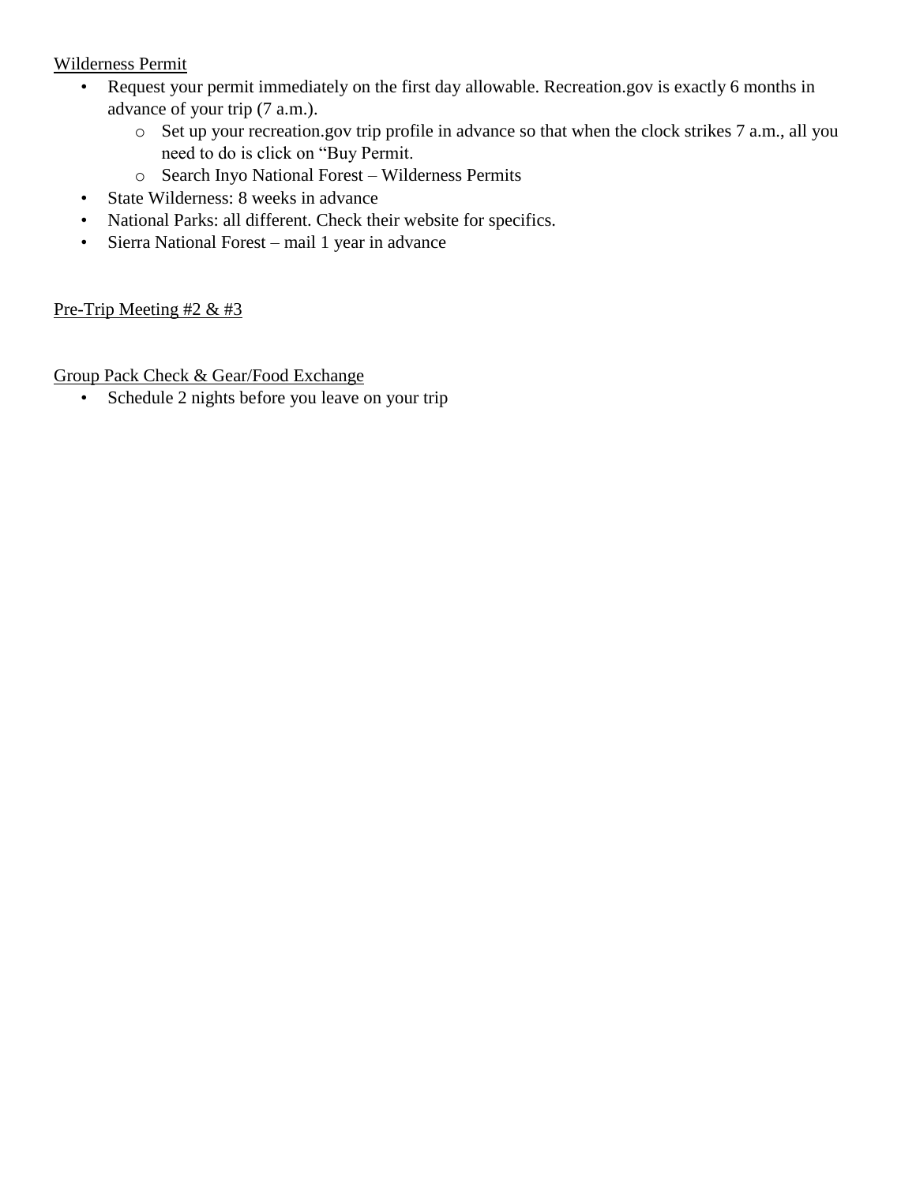Wilderness Permit

- Request your permit immediately on the first day allowable. Recreation.gov is exactly 6 months in advance of your trip (7 a.m.).
  - Set up your recreation.gov trip profile in advance so that when the clock strikes 7 a.m., all you need to do is click on "Buy Permit.
  - Search Inyo National Forest – Wilderness Permits
- State Wilderness: 8 weeks in advance
- National Parks: all different. Check their website for specifics.
- Sierra National Forest – mail 1 year in advance

Pre-Trip Meeting #2 & #3

Group Pack Check & Gear/Food Exchange

- Schedule 2 nights before you leave on your trip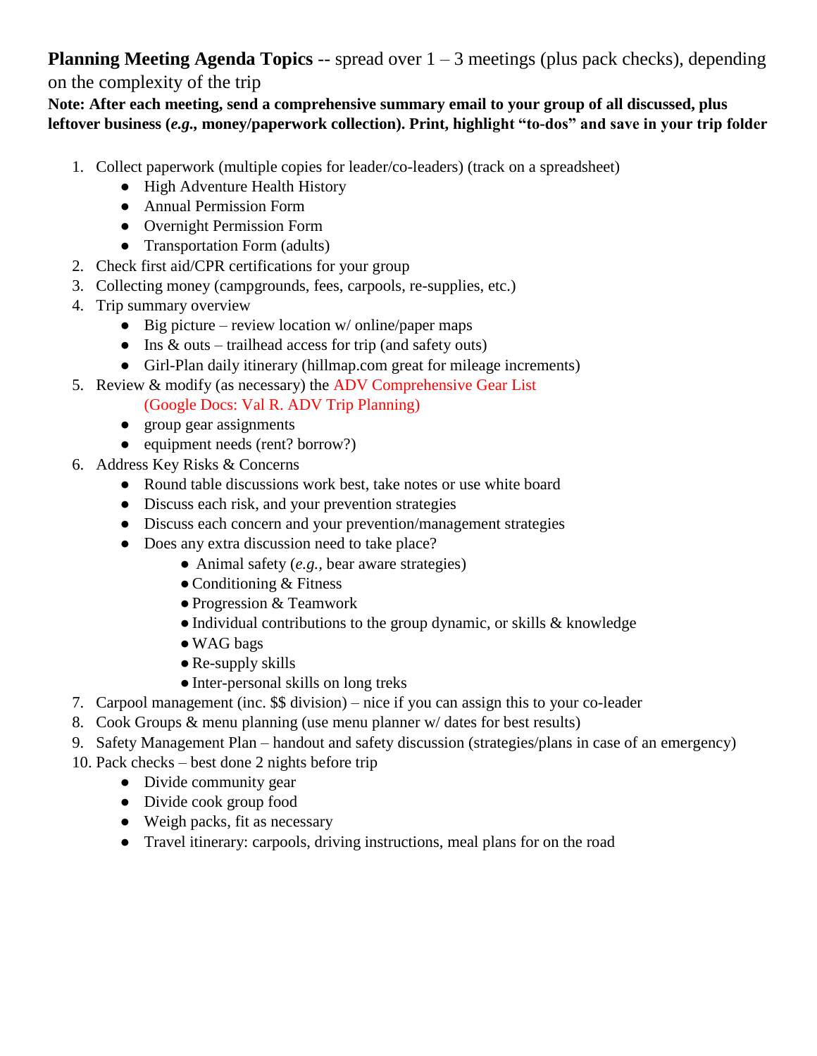**Planning Meeting Agenda Topics** -- spread over 1 – 3 meetings (plus pack checks), depending on the complexity of the trip

**Note: After each meeting, send a comprehensive summary email to your group of all discussed, plus leftover business (*e.g.*, money/paperwork collection). Print, highlight "to-dos" and save in your trip folder**

1. Collect paperwork (multiple copies for leader/co-leaders) (track on a spreadsheet)
   - High Adventure Health History
   - Annual Permission Form
   - Overnight Permission Form
   - Transportation Form (adults)
2. Check first aid/CPR certifications for your group
3. Collecting money (campgrounds, fees, carpools, re-supplies, etc.)
4. Trip summary overview
   - Big picture – review location w/ online/paper maps
   - Ins & outs – trailhead access for trip (and safety outs)
   - Girl-Plan daily itinerary (hillmap.com great for mileage increments)
5. Review & modify (as necessary) the ADV Comprehensive Gear List (Google Docs: Val R. ADV Trip Planning)
   - group gear assignments
   - equipment needs (rent? borrow?)
6. Address Key Risks & Concerns
   - Round table discussions work best, take notes or use white board
   - Discuss each risk, and your prevention strategies
   - Discuss each concern and your prevention/management strategies
   - Does any extra discussion need to take place?
     - Animal safety (*e.g.,* bear aware strategies)
     - Conditioning & Fitness
     - Progression & Teamwork
     - Individual contributions to the group dynamic, or skills & knowledge
     - WAG bags
     - Re-supply skills
     - Inter-personal skills on long treks
7. Carpool management (inc. $$ division) – nice if you can assign this to your co-leader
8. Cook Groups & menu planning (use menu planner w/ dates for best results)
9. Safety Management Plan – handout and safety discussion (strategies/plans in case of an emergency)
10. Pack checks – best done 2 nights before trip
    - Divide community gear
    - Divide cook group food
    - Weigh packs, fit as necessary
    - Travel itinerary: carpools, driving instructions, meal plans for on the road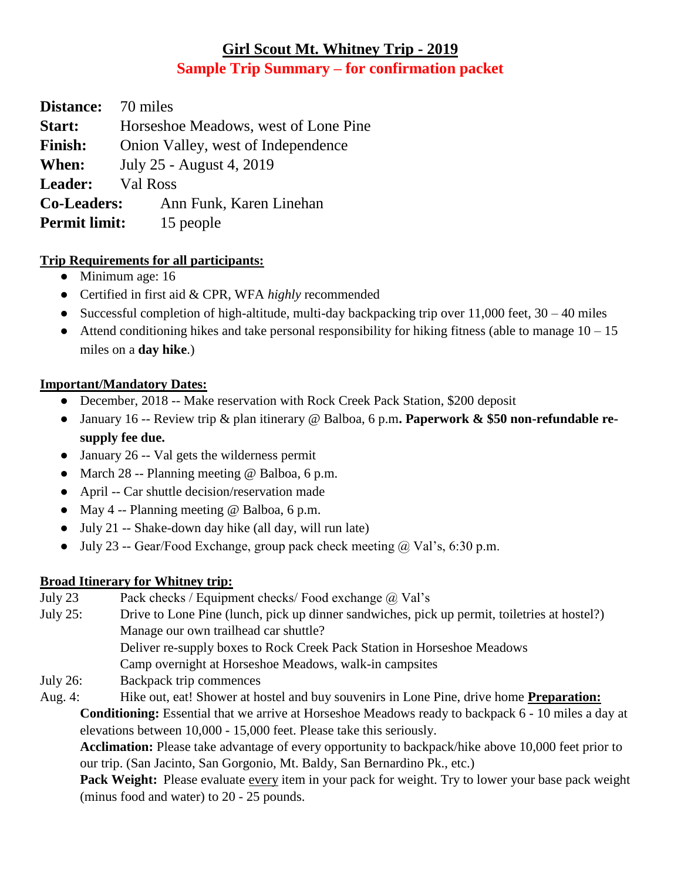# Girl Scout Mt. Whitney Trip - 2019

## Sample Trip Summary – for confirmation packet

**Distance:** 70 miles
**Start:** Horseshoe Meadows, west of Lone Pine
**Finish:** Onion Valley, west of Independence
**When:** July 25 - August 4, 2019
**Leader:** Val Ross
**Co-Leaders:** Ann Funk, Karen Linehan
**Permit limit:** 15 people

**Trip Requirements for all participants:**

- Minimum age: 16
- Certified in first aid & CPR, WFA *highly* recommended
- Successful completion of high-altitude, multi-day backpacking trip over 11,000 feet, 30 – 40 miles
- Attend conditioning hikes and take personal responsibility for hiking fitness (able to manage 10 – 15 miles on a **day hike**.)

**Important/Mandatory Dates:**

- December, 2018 -- Make reservation with Rock Creek Pack Station, $200 deposit
- January 16 -- Review trip & plan itinerary @ Balboa, 6 p.m**. Paperwork & $50 non-refundable re-supply fee due.**
- January 26 -- Val gets the wilderness permit
- March 28 -- Planning meeting @ Balboa, 6 p.m.
- April -- Car shuttle decision/reservation made
- May 4 -- Planning meeting @ Balboa, 6 p.m.
- July 21 -- Shake-down day hike (all day, will run late)
- July 23 -- Gear/Food Exchange, group pack check meeting @ Val's, 6:30 p.m.

**Broad Itinerary for Whitney trip:**

July 23 — Pack checks / Equipment checks/ Food exchange @ Val's
July 25: — Drive to Lone Pine (lunch, pick up dinner sandwiches, pick up permit, toiletries at hostel?)
Manage our own trailhead car shuttle?
Deliver re-supply boxes to Rock Creek Pack Station in Horseshoe Meadows
Camp overnight at Horseshoe Meadows, walk-in campsites
July 26: — Backpack trip commences
Aug. 4: — Hike out, eat! Shower at hostel and buy souvenirs in Lone Pine, drive home

**Preparation:**

**Conditioning:** Essential that we arrive at Horseshoe Meadows ready to backpack 6 - 10 miles a day at elevations between 10,000 - 15,000 feet. Please take this seriously.

**Acclimation:** Please take advantage of every opportunity to backpack/hike above 10,000 feet prior to our trip. (San Jacinto, San Gorgonio, Mt. Baldy, San Bernardino Pk., etc.)

**Pack Weight:** Please evaluate every item in your pack for weight. Try to lower your base pack weight (minus food and water) to 20 - 25 pounds.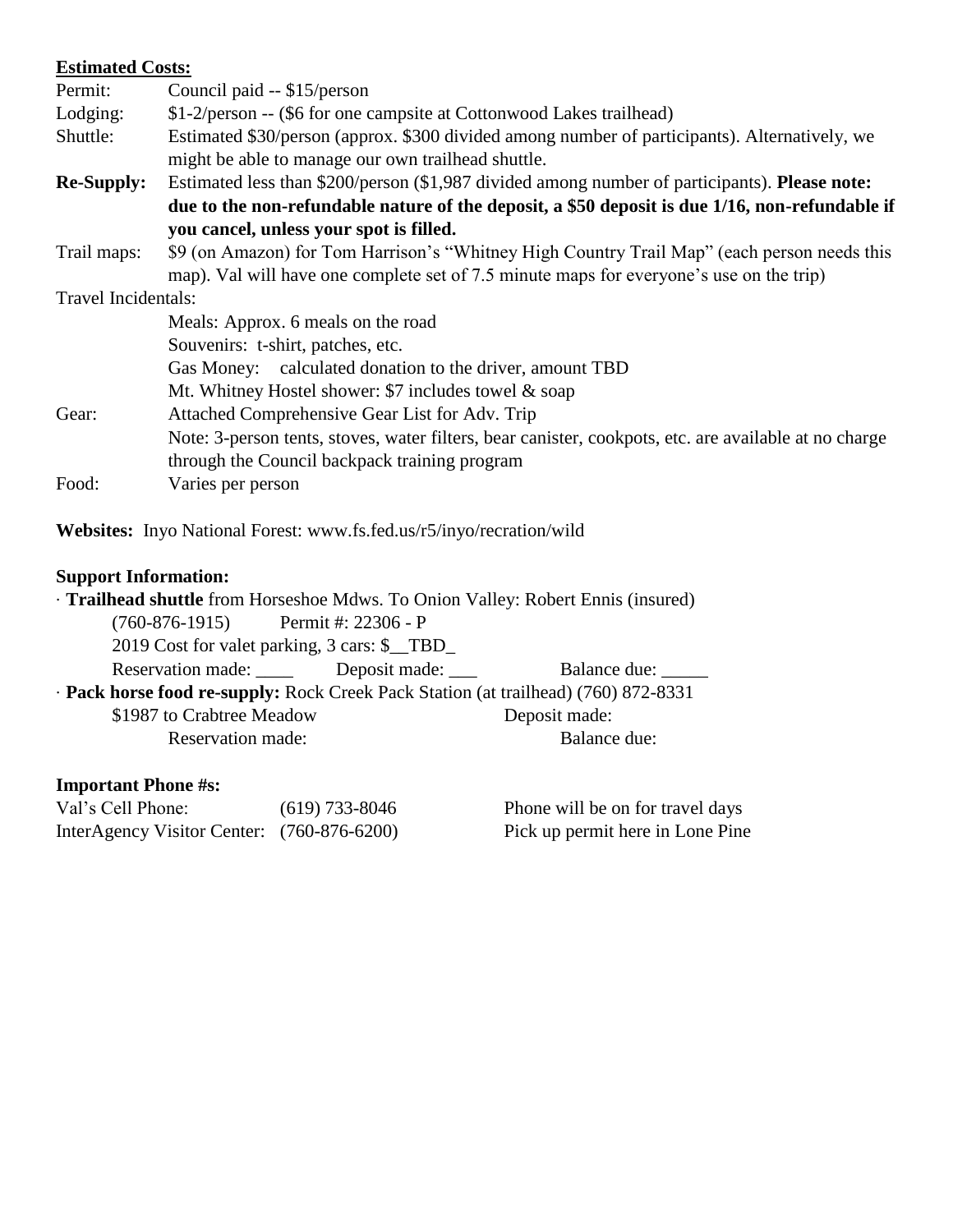**<u>Estimated Costs:</u>**

Permit: Council paid -- $15/person

Lodging: $1-2/person -- ($6 for one campsite at Cottonwood Lakes trailhead)

Shuttle: Estimated $30/person (approx. $300 divided among number of participants). Alternatively, we might be able to manage our own trailhead shuttle.

**Re-Supply:** Estimated less than $200/person ($1,987 divided among number of participants). **Please note: due to the non-refundable nature of the deposit, a $50 deposit is due 1/16, non-refundable if you cancel, unless your spot is filled.**

Trail maps: $9 (on Amazon) for Tom Harrison's "Whitney High Country Trail Map" (each person needs this map). Val will have one complete set of 7.5 minute maps for everyone's use on the trip)

Travel Incidentals:

- Meals: Approx. 6 meals on the road
- Souvenirs: t-shirt, patches, etc.
- Gas Money: calculated donation to the driver, amount TBD
- Mt. Whitney Hostel shower: $7 includes towel & soap

Gear: Attached Comprehensive Gear List for Adv. Trip
Note: 3-person tents, stoves, water filters, bear canister, cookpots, etc. are available at no charge through the Council backpack training program

Food: Varies per person

**Websites:** Inyo National Forest: www.fs.fed.us/r5/inyo/recration/wild

**Support Information:**

· **Trailhead shuttle** from Horseshoe Mdws. To Onion Valley: Robert Ennis (insured)
(760-876-1915) Permit #: 22306 - P
2019 Cost for valet parking, 3 cars: $__TBD_
Reservation made: ____ Deposit made: ___ Balance due: _____

· **Pack horse food re-supply:** Rock Creek Pack Station (at trailhead) (760) 872-8331
$1987 to Crabtree Meadow Deposit made:
Reservation made: Balance due:

**Important Phone #s:**

| | | |
|---|---|---|
| Val's Cell Phone: | (619) 733-8046 | Phone will be on for travel days |
| InterAgency Visitor Center: | (760-876-6200) | Pick up permit here in Lone Pine |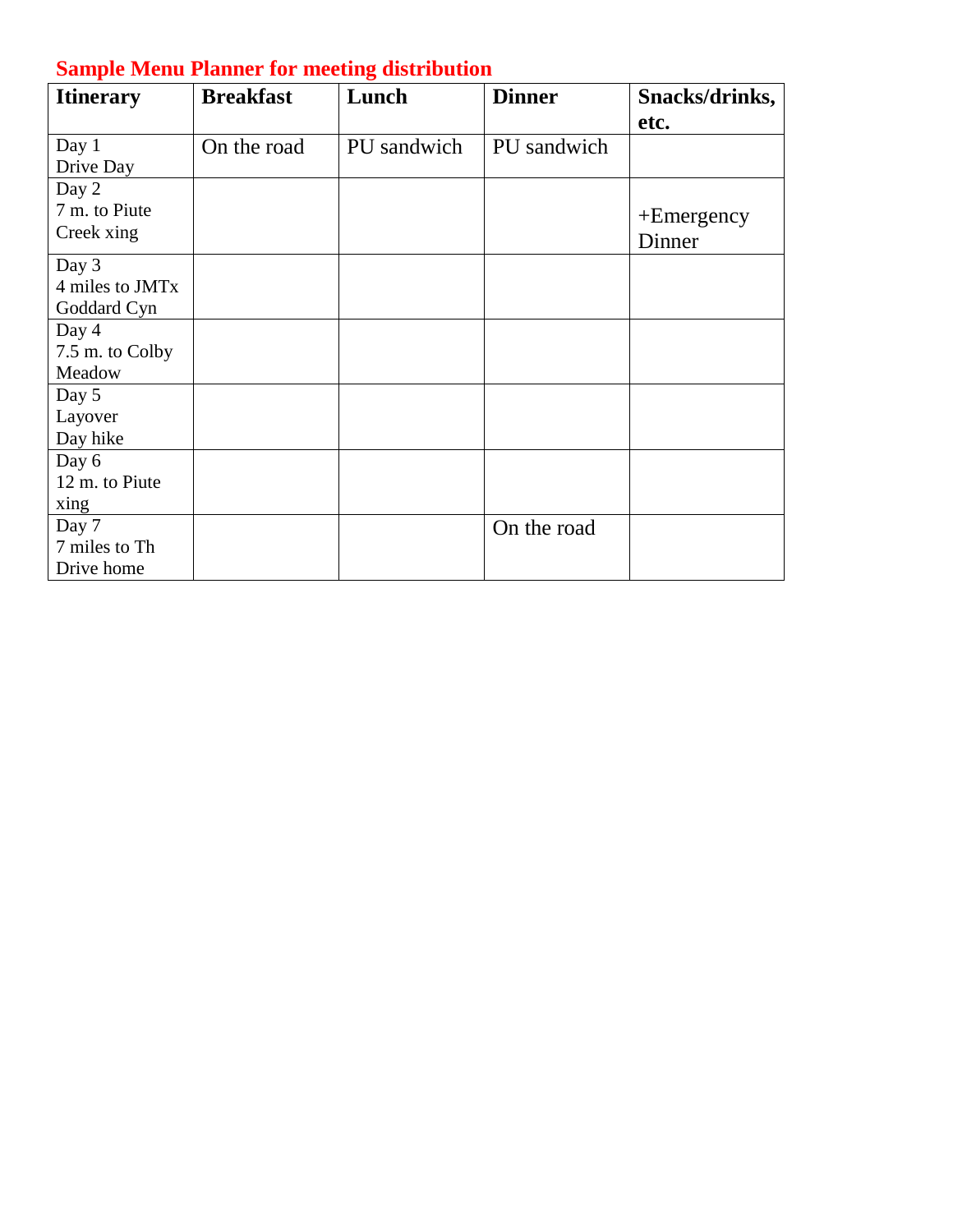## Sample Menu Planner for meeting distribution

| Itinerary | Breakfast | Lunch | Dinner | Snacks/drinks, etc. |
|---|---|---|---|---|
| Day 1<br>Drive Day | On the road | PU sandwich | PU sandwich | |
| Day 2<br>7 m. to Piute Creek xing | | | | +Emergency Dinner |
| Day 3<br>4 miles to JMTx Goddard Cyn | | | | |
| Day 4<br>7.5 m. to Colby Meadow | | | | |
| Day 5<br>Layover<br>Day hike | | | | |
| Day 6<br>12 m. to Piute xing | | | | |
| Day 7<br>7 miles to Th<br>Drive home | | | On the road | |